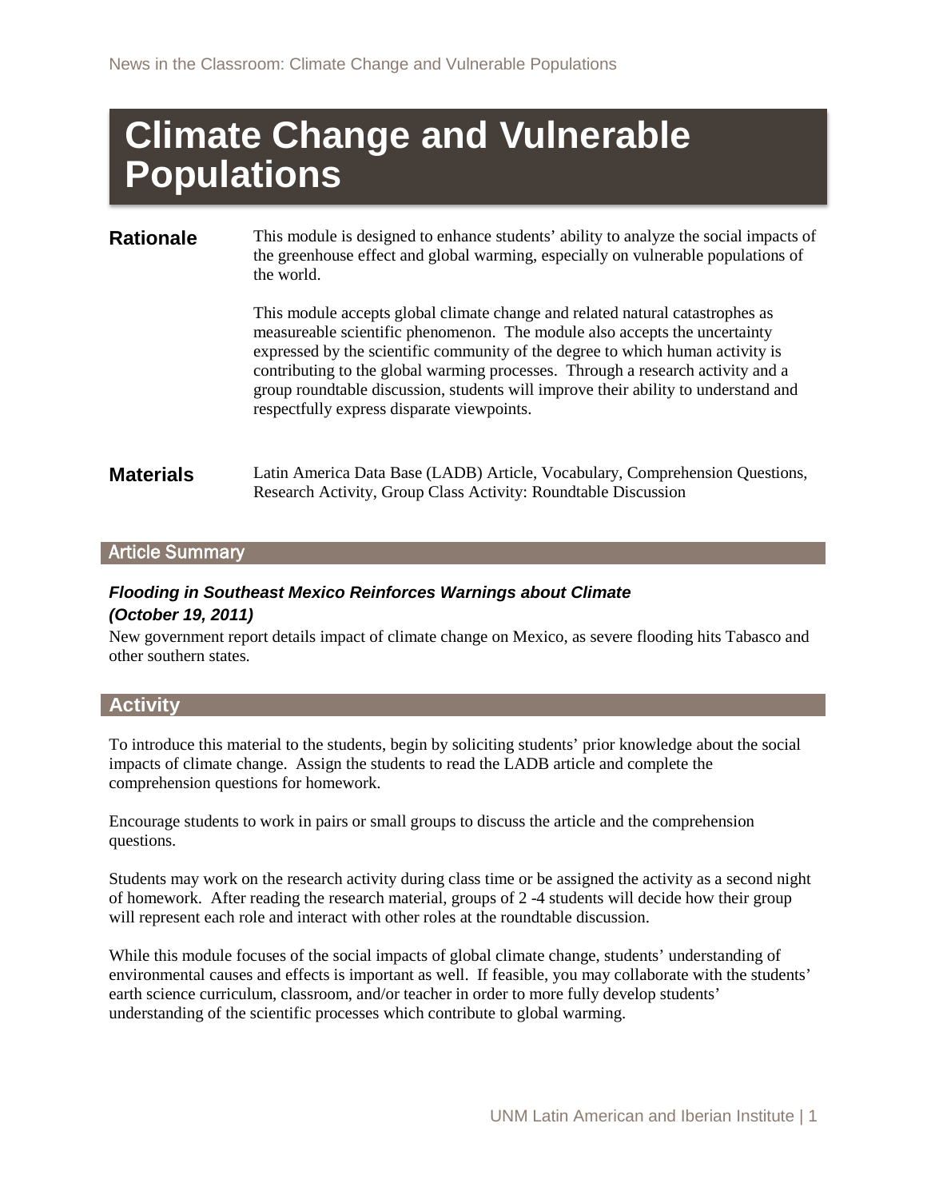# Climate Change and Vulnerable Populations

**Rationale**

This module is designed to enhance students' ability to analyze the social impacts of the greenhouse effect and global warming, especially on vulnerable populations of the world.

This module accepts global climate change and related natural catastrophes as measureable scientific phenomenon. The module also accepts the uncertainty expressed by the scientific community of the degree to which human activity is contributing to the global warming processes. Through a research activity and a group roundtable discussion, students will improve their ability to understand and respectfully express disparate viewpoints.

**Materials**

Latin America Data Base (LADB) Article, Vocabulary, Comprehension Questions, Research Activity, Group Class Activity: Roundtable Discussion

## Article Summary

***Flooding in Southeast Mexico Reinforces Warnings about Climate (October 19, 2011)***

New government report details impact of climate change on Mexico, as severe flooding hits Tabasco and other southern states.

## Activity

To introduce this material to the students, begin by soliciting students' prior knowledge about the social impacts of climate change. Assign the students to read the LADB article and complete the comprehension questions for homework.

Encourage students to work in pairs or small groups to discuss the article and the comprehension questions.

Students may work on the research activity during class time or be assigned the activity as a second night of homework. After reading the research material, groups of 2 -4 students will decide how their group will represent each role and interact with other roles at the roundtable discussion.

While this module focuses of the social impacts of global climate change, students' understanding of environmental causes and effects is important as well. If feasible, you may collaborate with the students' earth science curriculum, classroom, and/or teacher in order to more fully develop students' understanding of the scientific processes which contribute to global warming.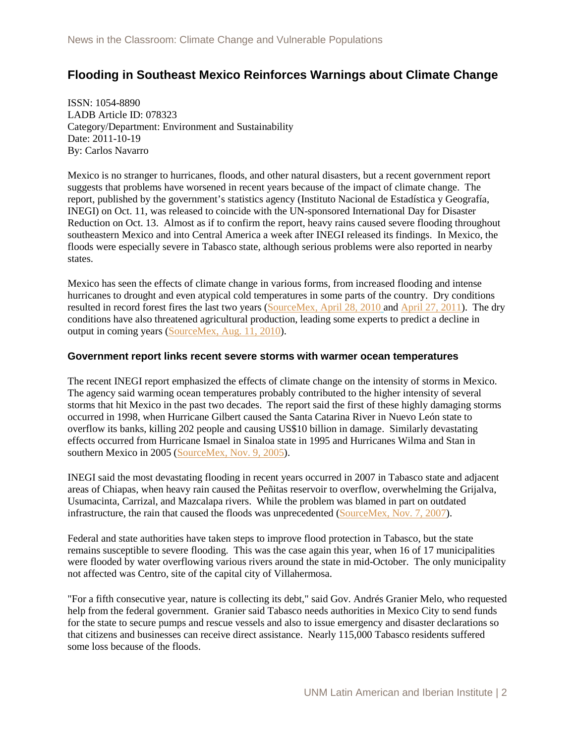## Flooding in Southeast Mexico Reinforces Warnings about Climate Change

ISSN: 1054-8890
LADB Article ID: 078323
Category/Department: Environment and Sustainability
Date: 2011-10-19
By: Carlos Navarro

Mexico is no stranger to hurricanes, floods, and other natural disasters, but a recent government report suggests that problems have worsened in recent years because of the impact of climate change. The report, published by the government's statistics agency (Instituto Nacional de Estadística y Geografía, INEGI) on Oct. 11, was released to coincide with the UN-sponsored International Day for Disaster Reduction on Oct. 13. Almost as if to confirm the report, heavy rains caused severe flooding throughout southeastern Mexico and into Central America a week after INEGI released its findings. In Mexico, the floods were especially severe in Tabasco state, although serious problems were also reported in nearby states.

Mexico has seen the effects of climate change in various forms, from increased flooding and intense hurricanes to drought and even atypical cold temperatures in some parts of the country. Dry conditions resulted in record forest fires the last two years (SourceMex, April 28, 2010 and April 27, 2011). The dry conditions have also threatened agricultural production, leading some experts to predict a decline in output in coming years (SourceMex, Aug. 11, 2010).

### Government report links recent severe storms with warmer ocean temperatures

The recent INEGI report emphasized the effects of climate change on the intensity of storms in Mexico. The agency said warming ocean temperatures probably contributed to the higher intensity of several storms that hit Mexico in the past two decades. The report said the first of these highly damaging storms occurred in 1998, when Hurricane Gilbert caused the Santa Catarina River in Nuevo León state to overflow its banks, killing 202 people and causing US$10 billion in damage. Similarly devastating effects occurred from Hurricane Ismael in Sinaloa state in 1995 and Hurricanes Wilma and Stan in southern Mexico in 2005 (SourceMex, Nov. 9, 2005).

INEGI said the most devastating flooding in recent years occurred in 2007 in Tabasco state and adjacent areas of Chiapas, when heavy rain caused the Peñitas reservoir to overflow, overwhelming the Grijalva, Usumacinta, Carrizal, and Mazcalapa rivers. While the problem was blamed in part on outdated infrastructure, the rain that caused the floods was unprecedented (SourceMex, Nov. 7, 2007).

Federal and state authorities have taken steps to improve flood protection in Tabasco, but the state remains susceptible to severe flooding. This was the case again this year, when 16 of 17 municipalities were flooded by water overflowing various rivers around the state in mid-October. The only municipality not affected was Centro, site of the capital city of Villahermosa.

"For a fifth consecutive year, nature is collecting its debt," said Gov. Andrés Granier Melo, who requested help from the federal government. Granier said Tabasco needs authorities in Mexico City to send funds for the state to secure pumps and rescue vessels and also to issue emergency and disaster declarations so that citizens and businesses can receive direct assistance. Nearly 115,000 Tabasco residents suffered some loss because of the floods.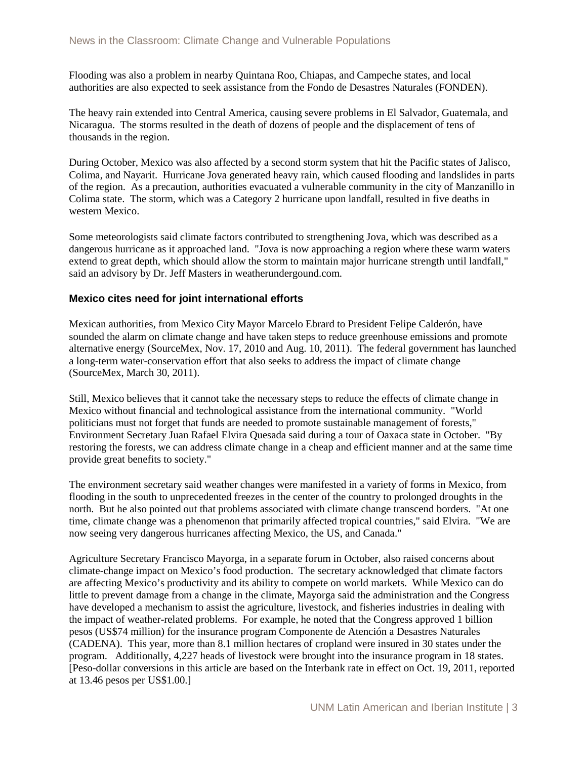Flooding was also a problem in nearby Quintana Roo, Chiapas, and Campeche states, and local authorities are also expected to seek assistance from the Fondo de Desastres Naturales (FONDEN).

The heavy rain extended into Central America, causing severe problems in El Salvador, Guatemala, and Nicaragua. The storms resulted in the death of dozens of people and the displacement of tens of thousands in the region.

During October, Mexico was also affected by a second storm system that hit the Pacific states of Jalisco, Colima, and Nayarit. Hurricane Jova generated heavy rain, which caused flooding and landslides in parts of the region. As a precaution, authorities evacuated a vulnerable community in the city of Manzanillo in Colima state. The storm, which was a Category 2 hurricane upon landfall, resulted in five deaths in western Mexico.

Some meteorologists said climate factors contributed to strengthening Jova, which was described as a dangerous hurricane as it approached land. "Jova is now approaching a region where these warm waters extend to great depth, which should allow the storm to maintain major hurricane strength until landfall," said an advisory by Dr. Jeff Masters in weatherundergound.com.

### Mexico cites need for joint international efforts

Mexican authorities, from Mexico City Mayor Marcelo Ebrard to President Felipe Calderón, have sounded the alarm on climate change and have taken steps to reduce greenhouse emissions and promote alternative energy (SourceMex, Nov. 17, 2010 and Aug. 10, 2011). The federal government has launched a long-term water-conservation effort that also seeks to address the impact of climate change (SourceMex, March 30, 2011).

Still, Mexico believes that it cannot take the necessary steps to reduce the effects of climate change in Mexico without financial and technological assistance from the international community. "World politicians must not forget that funds are needed to promote sustainable management of forests," Environment Secretary Juan Rafael Elvira Quesada said during a tour of Oaxaca state in October. "By restoring the forests, we can address climate change in a cheap and efficient manner and at the same time provide great benefits to society."

The environment secretary said weather changes were manifested in a variety of forms in Mexico, from flooding in the south to unprecedented freezes in the center of the country to prolonged droughts in the north. But he also pointed out that problems associated with climate change transcend borders. "At one time, climate change was a phenomenon that primarily affected tropical countries," said Elvira. "We are now seeing very dangerous hurricanes affecting Mexico, the US, and Canada."

Agriculture Secretary Francisco Mayorga, in a separate forum in October, also raised concerns about climate-change impact on Mexico's food production. The secretary acknowledged that climate factors are affecting Mexico's productivity and its ability to compete on world markets. While Mexico can do little to prevent damage from a change in the climate, Mayorga said the administration and the Congress have developed a mechanism to assist the agriculture, livestock, and fisheries industries in dealing with the impact of weather-related problems. For example, he noted that the Congress approved 1 billion pesos (US$74 million) for the insurance program Componente de Atención a Desastres Naturales (CADENA). This year, more than 8.1 million hectares of cropland were insured in 30 states under the program. Additionally, 4,227 heads of livestock were brought into the insurance program in 18 states. [Peso-dollar conversions in this article are based on the Interbank rate in effect on Oct. 19, 2011, reported at 13.46 pesos per US$1.00.]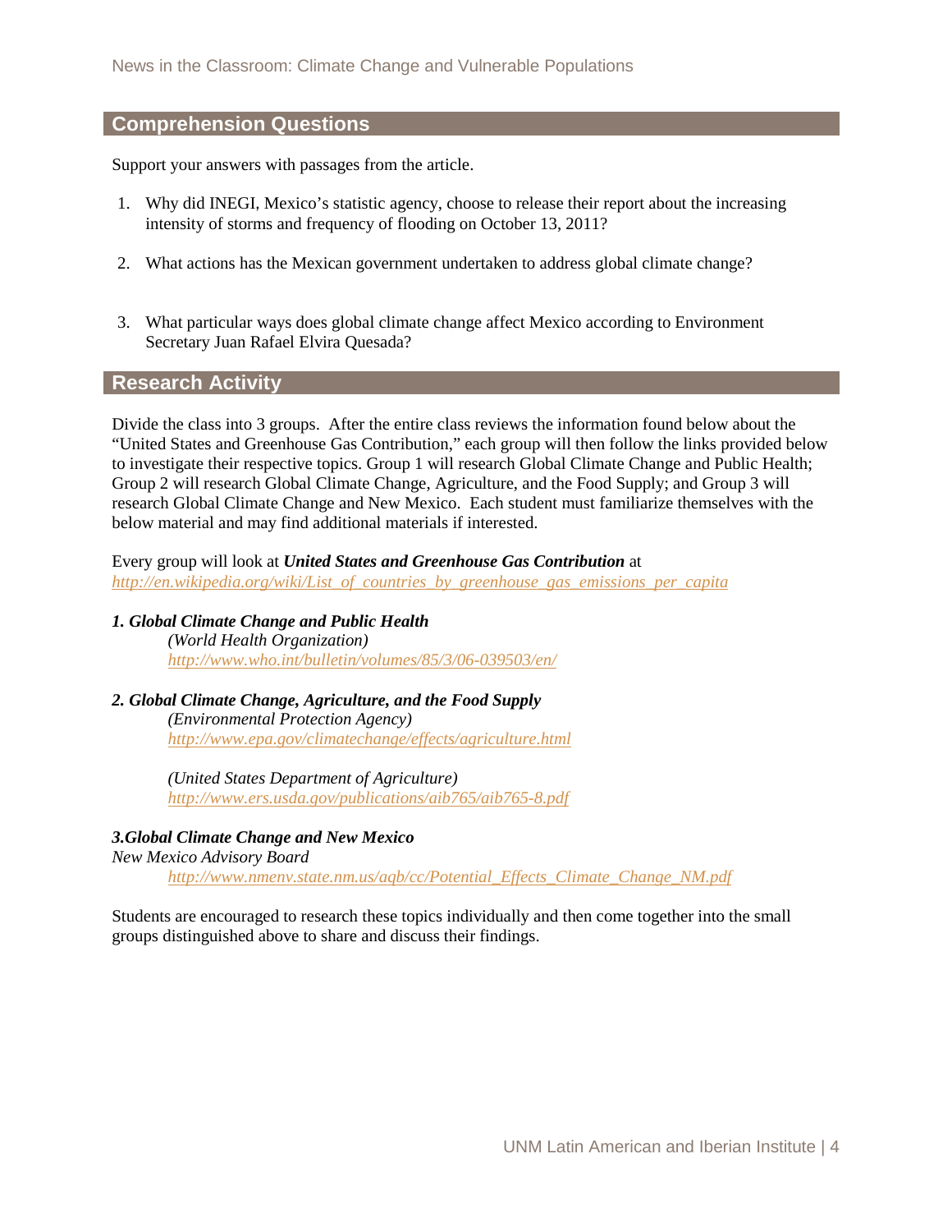## Comprehension Questions

Support your answers with passages from the article.

1. Why did INEGI, Mexico's statistic agency, choose to release their report about the increasing intensity of storms and frequency of flooding on October 13, 2011?

2. What actions has the Mexican government undertaken to address global climate change?

3. What particular ways does global climate change affect Mexico according to Environment Secretary Juan Rafael Elvira Quesada?

## Research Activity

Divide the class into 3 groups. After the entire class reviews the information found below about the "United States and Greenhouse Gas Contribution," each group will then follow the links provided below to investigate their respective topics. Group 1 will research Global Climate Change and Public Health; Group 2 will research Global Climate Change, Agriculture, and the Food Supply; and Group 3 will research Global Climate Change and New Mexico. Each student must familiarize themselves with the below material and may find additional materials if interested.

Every group will look at ***United States and Greenhouse Gas Contribution*** at
*http://en.wikipedia.org/wiki/List_of_countries_by_greenhouse_gas_emissions_per_capita*

***1. Global Climate Change and Public Health***

*(World Health Organization)*
*http://www.who.int/bulletin/volumes/85/3/06-039503/en/*

***2. Global Climate Change, Agriculture, and the Food Supply***

*(Environmental Protection Agency)*
*http://www.epa.gov/climatechange/effects/agriculture.html*

*(United States Department of Agriculture)*
*http://www.ers.usda.gov/publications/aib765/aib765-8.pdf*

***3.Global Climate Change and New Mexico***

*New Mexico Advisory Board*
*http://www.nmenv.state.nm.us/aqb/cc/Potential_Effects_Climate_Change_NM.pdf*

Students are encouraged to research these topics individually and then come together into the small groups distinguished above to share and discuss their findings.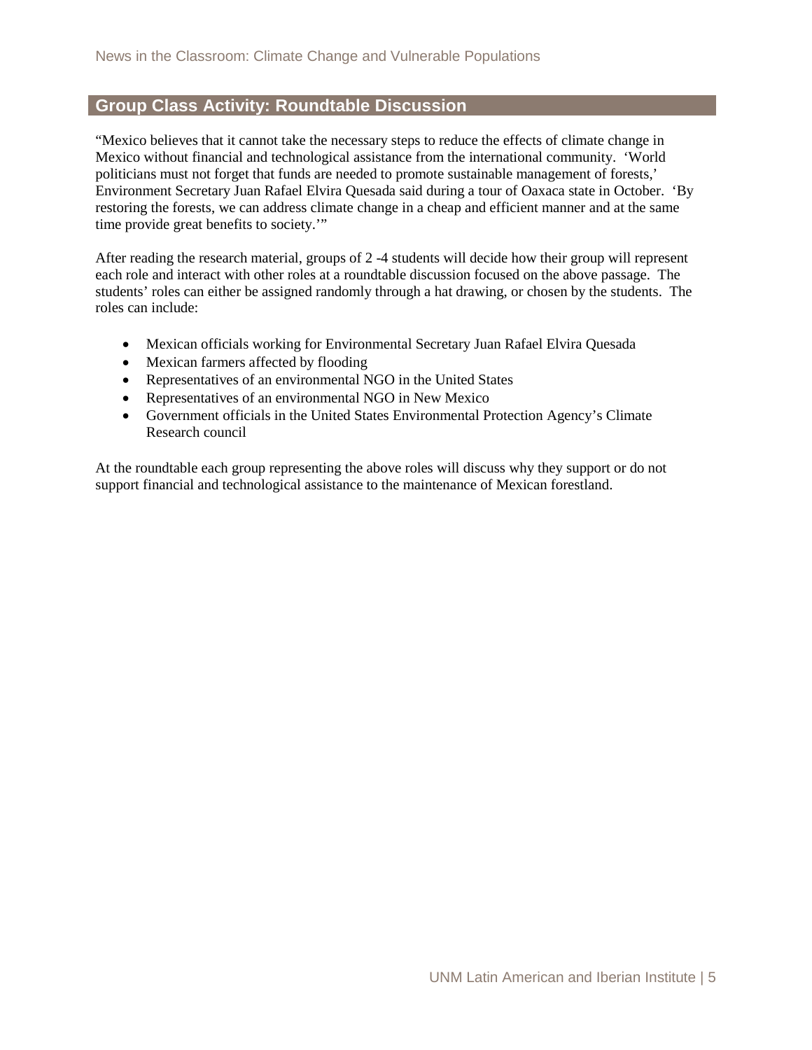## Group Class Activity: Roundtable Discussion

"Mexico believes that it cannot take the necessary steps to reduce the effects of climate change in Mexico without financial and technological assistance from the international community. 'World politicians must not forget that funds are needed to promote sustainable management of forests,' Environment Secretary Juan Rafael Elvira Quesada said during a tour of Oaxaca state in October. 'By restoring the forests, we can address climate change in a cheap and efficient manner and at the same time provide great benefits to society.'"

After reading the research material, groups of 2 -4 students will decide how their group will represent each role and interact with other roles at a roundtable discussion focused on the above passage. The students' roles can either be assigned randomly through a hat drawing, or chosen by the students. The roles can include:

- Mexican officials working for Environmental Secretary Juan Rafael Elvira Quesada
- Mexican farmers affected by flooding
- Representatives of an environmental NGO in the United States
- Representatives of an environmental NGO in New Mexico
- Government officials in the United States Environmental Protection Agency's Climate Research council

At the roundtable each group representing the above roles will discuss why they support or do not support financial and technological assistance to the maintenance of Mexican forestland.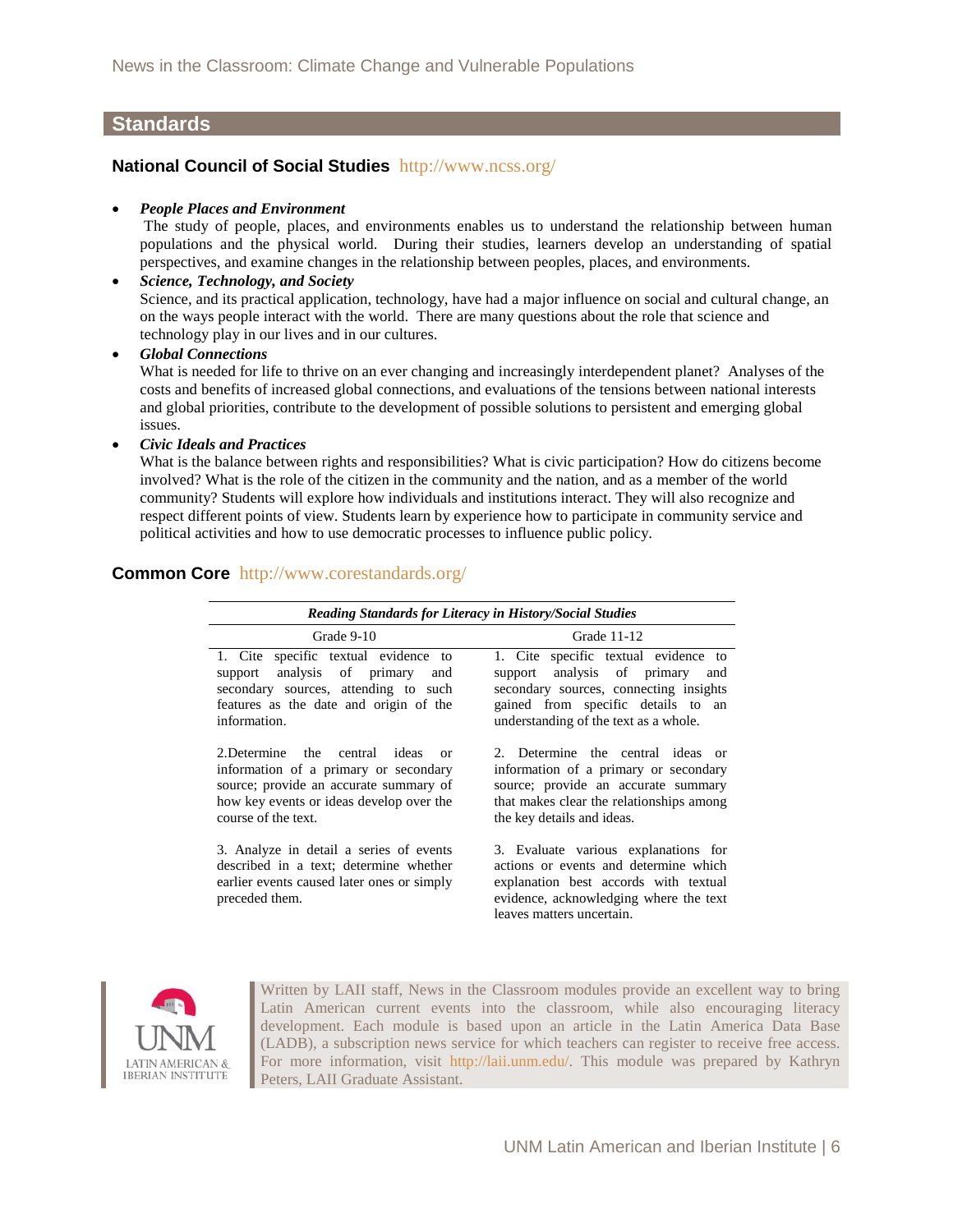## Standards

### National Council of Social Studies http://www.ncss.org/

- ***People Places and Environment***
  The study of people, places, and environments enables us to understand the relationship between human populations and the physical world. During their studies, learners develop an understanding of spatial perspectives, and examine changes in the relationship between peoples, places, and environments.
- ***Science, Technology, and Society***
  Science, and its practical application, technology, have had a major influence on social and cultural change, an on the ways people interact with the world. There are many questions about the role that science and technology play in our lives and in our cultures.
- ***Global Connections***
  What is needed for life to thrive on an ever changing and increasingly interdependent planet? Analyses of the costs and benefits of increased global connections, and evaluations of the tensions between national interests and global priorities, contribute to the development of possible solutions to persistent and emerging global issues.
- ***Civic Ideals and Practices***
  What is the balance between rights and responsibilities? What is civic participation? How do citizens become involved? What is the role of the citizen in the community and the nation, and as a member of the world community? Students will explore how individuals and institutions interact. They will also recognize and respect different points of view. Students learn by experience how to participate in community service and political activities and how to use democratic processes to influence public policy.

### Common Core http://www.corestandards.org/

***Reading Standards for Literacy in History/Social Studies***

| Grade 9-10 | Grade 11-12 |
|---|---|
| 1. Cite specific textual evidence to support analysis of primary and secondary sources, attending to such features as the date and origin of the information. | 1. Cite specific textual evidence to support analysis of primary and secondary sources, connecting insights gained from specific details to an understanding of the text as a whole. |
| 2.Determine the central ideas or information of a primary or secondary source; provide an accurate summary of how key events or ideas develop over the course of the text. | 2. Determine the central ideas or information of a primary or secondary source; provide an accurate summary that makes clear the relationships among the key details and ideas. |
| 3. Analyze in detail a series of events described in a text; determine whether earlier events caused later ones or simply preceded them. | 3. Evaluate various explanations for actions or events and determine which explanation best accords with textual evidence, acknowledging where the text leaves matters uncertain. |

UNM LATIN AMERICAN & IBERIAN INSTITUTE

Written by LAII staff, News in the Classroom modules provide an excellent way to bring Latin American current events into the classroom, while also encouraging literacy development. Each module is based upon an article in the Latin America Data Base (LADB), a subscription news service for which teachers can register to receive free access. For more information, visit http://laii.unm.edu/. This module was prepared by Kathryn Peters, LAII Graduate Assistant.